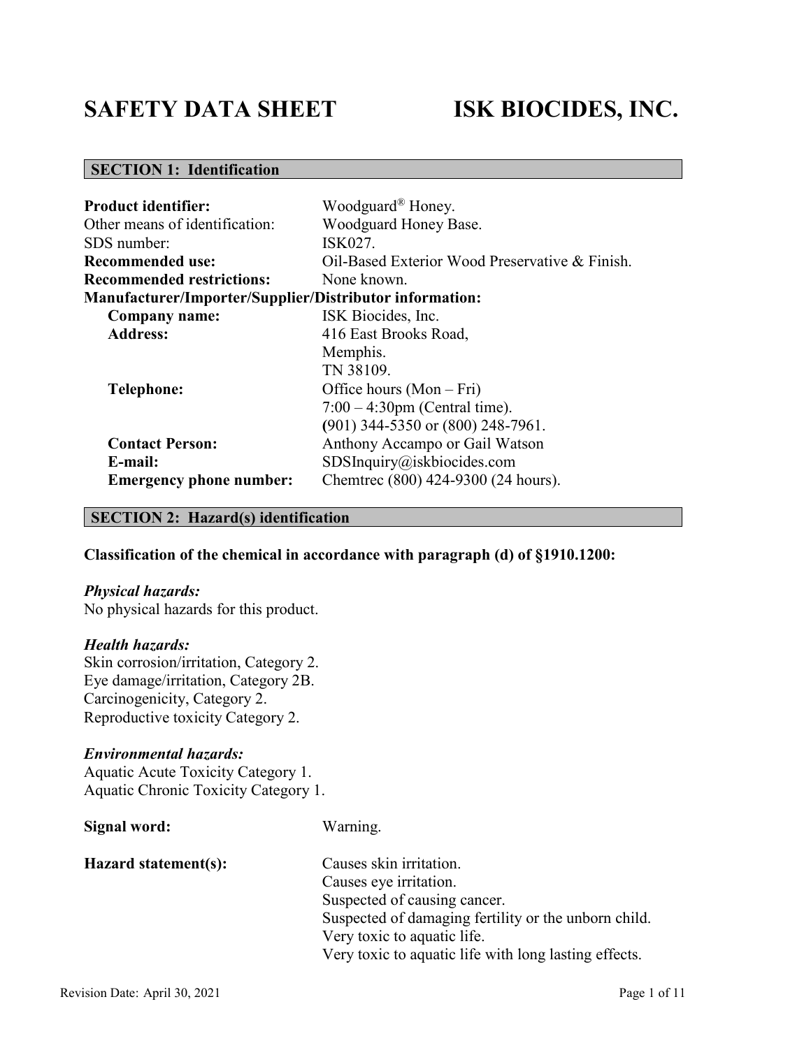# SAFETY DATA SHEET ISK BIOCIDES, INC.

## SECTION 1: Identification

**Product identifier:** Woodguard® Honey.
Other means of identification: Woodguard Honey Base.
SDS number: ISK027.
**Recommended use:** Oil-Based Exterior Wood Preservative & Finish.
**Recommended restrictions:** None known.

**Manufacturer/Importer/Supplier/Distributor information:**

- **Company name:** ISK Biocides, Inc.
- **Address:** 416 East Brooks Road, Memphis. TN 38109.
- **Telephone:** Office hours (Mon – Fri) 7:00 – 4:30pm (Central time). (901) 344-5350 or (800) 248-7961.
- **Contact Person:** Anthony Accampo or Gail Watson
- **E-mail:** SDSInquiry@iskbiocides.com
- **Emergency phone number:** Chemtrec (800) 424-9300 (24 hours).

## SECTION 2: Hazard(s) identification

**Classification of the chemical in accordance with paragraph (d) of §1910.1200:**

***Physical hazards:***
No physical hazards for this product.

***Health hazards:***
Skin corrosion/irritation, Category 2.
Eye damage/irritation, Category 2B.
Carcinogenicity, Category 2.
Reproductive toxicity Category 2.

***Environmental hazards:***
Aquatic Acute Toxicity Category 1.
Aquatic Chronic Toxicity Category 1.

**Signal word:** Warning.

**Hazard statement(s):**
Causes skin irritation.
Causes eye irritation.
Suspected of causing cancer.
Suspected of damaging fertility or the unborn child.
Very toxic to aquatic life.
Very toxic to aquatic life with long lasting effects.

Revision Date: April 30, 2021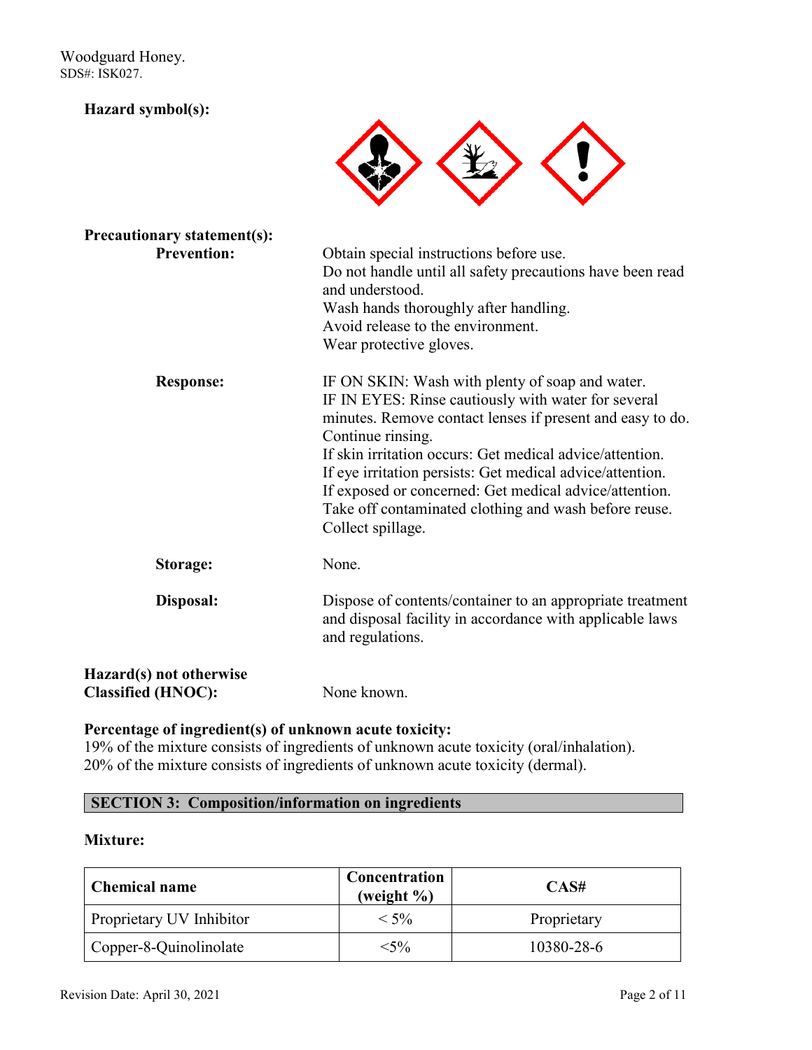**Hazard symbol(s):**

**Precautionary statement(s):**

**Prevention:**

Obtain special instructions before use.
Do not handle until all safety precautions have been read and understood.
Wash hands thoroughly after handling.
Avoid release to the environment.
Wear protective gloves.

**Response:**

IF ON SKIN: Wash with plenty of soap and water.
IF IN EYES: Rinse cautiously with water for several minutes. Remove contact lenses if present and easy to do. Continue rinsing.
If skin irritation occurs: Get medical advice/attention.
If eye irritation persists: Get medical advice/attention.
If exposed or concerned: Get medical advice/attention.
Take off contaminated clothing and wash before reuse.
Collect spillage.

**Storage:**

None.

**Disposal:**

Dispose of contents/container to an appropriate treatment and disposal facility in accordance with applicable laws and regulations.

**Hazard(s) not otherwise Classified (HNOC):**

None known.

**Percentage of ingredient(s) of unknown acute toxicity:**

19% of the mixture consists of ingredients of unknown acute toxicity (oral/inhalation).
20% of the mixture consists of ingredients of unknown acute toxicity (dermal).

## SECTION 3: Composition/information on ingredients

**Mixture:**

| Chemical name | Concentration (weight %) | CAS# |
|---|---|---|
| Proprietary UV Inhibitor | < 5% | Proprietary |
| Copper-8-Quinolinolate | <5% | 10380-28-6 |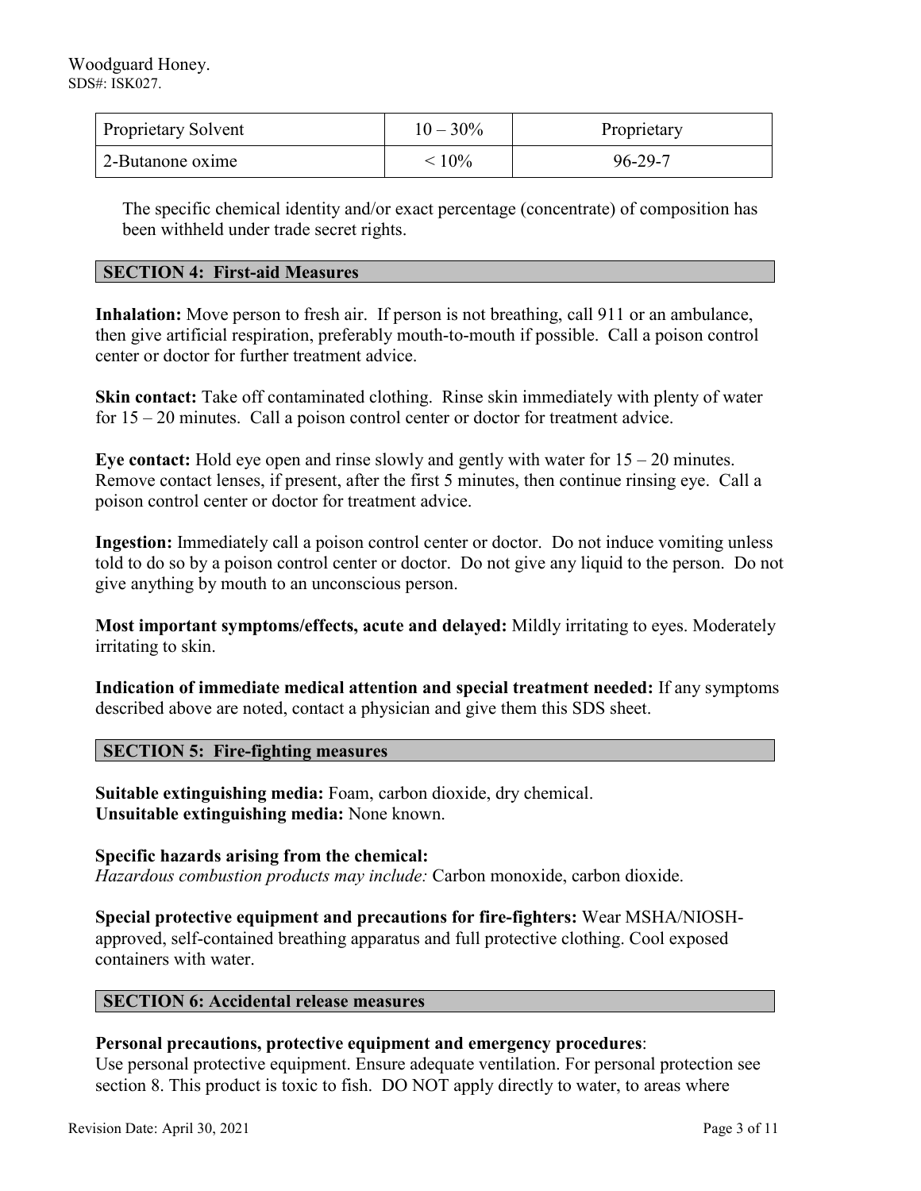| Proprietary Solvent | 10 – 30% | Proprietary |
|---|---|---|
| 2-Butanone oxime | < 10% | 96-29-7 |

The specific chemical identity and/or exact percentage (concentrate) of composition has been withheld under trade secret rights.

## SECTION 4: First-aid Measures

**Inhalation:** Move person to fresh air. If person is not breathing, call 911 or an ambulance, then give artificial respiration, preferably mouth-to-mouth if possible. Call a poison control center or doctor for further treatment advice.

**Skin contact:** Take off contaminated clothing. Rinse skin immediately with plenty of water for 15 – 20 minutes. Call a poison control center or doctor for treatment advice.

**Eye contact:** Hold eye open and rinse slowly and gently with water for 15 – 20 minutes. Remove contact lenses, if present, after the first 5 minutes, then continue rinsing eye. Call a poison control center or doctor for treatment advice.

**Ingestion:** Immediately call a poison control center or doctor. Do not induce vomiting unless told to do so by a poison control center or doctor. Do not give any liquid to the person. Do not give anything by mouth to an unconscious person.

**Most important symptoms/effects, acute and delayed:** Mildly irritating to eyes. Moderately irritating to skin.

**Indication of immediate medical attention and special treatment needed:** If any symptoms described above are noted, contact a physician and give them this SDS sheet.

## SECTION 5: Fire-fighting measures

**Suitable extinguishing media:** Foam, carbon dioxide, dry chemical.
**Unsuitable extinguishing media:** None known.

**Specific hazards arising from the chemical:**
*Hazardous combustion products may include:* Carbon monoxide, carbon dioxide.

**Special protective equipment and precautions for fire-fighters:** Wear MSHA/NIOSH-approved, self-contained breathing apparatus and full protective clothing. Cool exposed containers with water.

## SECTION 6: Accidental release measures

**Personal precautions, protective equipment and emergency procedures**:
Use personal protective equipment. Ensure adequate ventilation. For personal protection see section 8. This product is toxic to fish. DO NOT apply directly to water, to areas where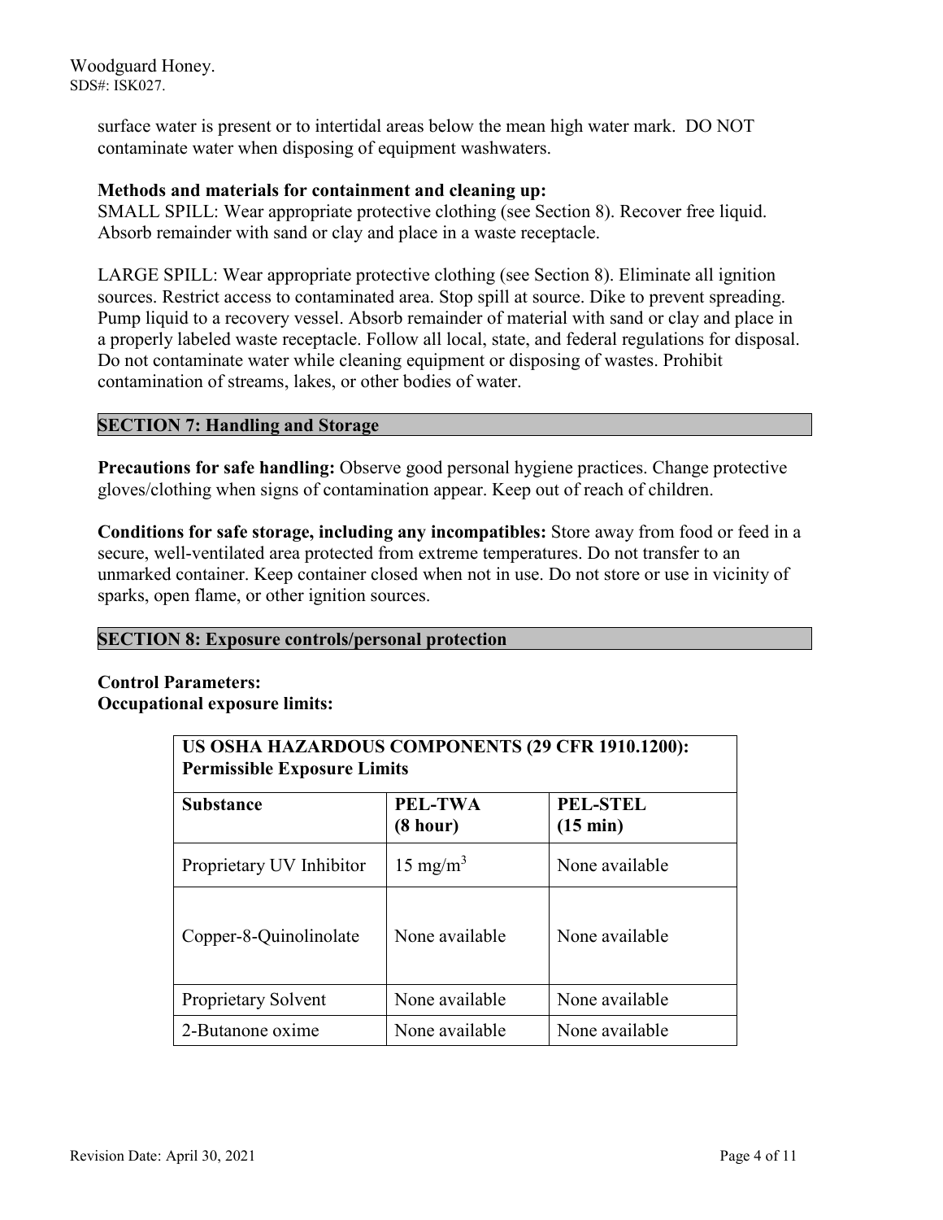surface water is present or to intertidal areas below the mean high water mark. DO NOT contaminate water when disposing of equipment washwaters.

**Methods and materials for containment and cleaning up:**
SMALL SPILL: Wear appropriate protective clothing (see Section 8). Recover free liquid. Absorb remainder with sand or clay and place in a waste receptacle.

LARGE SPILL: Wear appropriate protective clothing (see Section 8). Eliminate all ignition sources. Restrict access to contaminated area. Stop spill at source. Dike to prevent spreading. Pump liquid to a recovery vessel. Absorb remainder of material with sand or clay and place in a properly labeled waste receptacle. Follow all local, state, and federal regulations for disposal. Do not contaminate water while cleaning equipment or disposing of wastes. Prohibit contamination of streams, lakes, or other bodies of water.

## SECTION 7: Handling and Storage

**Precautions for safe handling:** Observe good personal hygiene practices. Change protective gloves/clothing when signs of contamination appear. Keep out of reach of children.

**Conditions for safe storage, including any incompatibles:** Store away from food or feed in a secure, well-ventilated area protected from extreme temperatures. Do not transfer to an unmarked container. Keep container closed when not in use. Do not store or use in vicinity of sparks, open flame, or other ignition sources.

## SECTION 8: Exposure controls/personal protection

**Control Parameters:**
**Occupational exposure limits:**

| **US OSHA HAZARDOUS COMPONENTS (29 CFR 1910.1200): Permissible Exposure Limits** | | |
|---|---|---|
| **Substance** | **PEL-TWA (8 hour)** | **PEL-STEL (15 min)** |
| Proprietary UV Inhibitor | 15 mg/m$^3$ | None available |
| Copper-8-Quinolinolate | None available | None available |
| Proprietary Solvent | None available | None available |
| 2-Butanone oxime | None available | None available |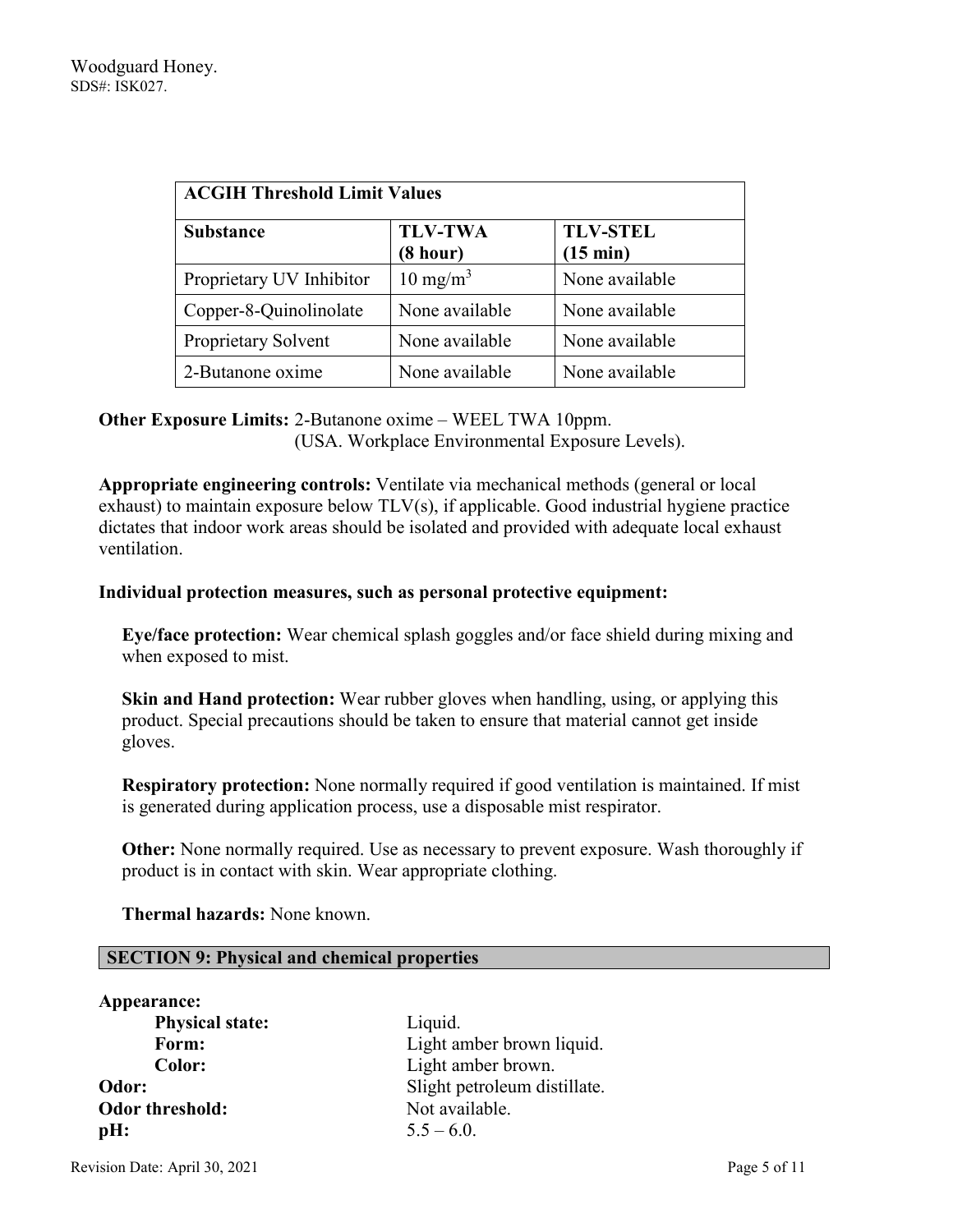| ACGIH Threshold Limit Values | | |
|---|---|---|
| **Substance** | **TLV-TWA (8 hour)** | **TLV-STEL (15 min)** |
| Proprietary UV Inhibitor | 10 $mg/m^3$ | None available |
| Copper-8-Quinolinolate | None available | None available |
| Proprietary Solvent | None available | None available |
| 2-Butanone oxime | None available | None available |

**Other Exposure Limits:** 2-Butanone oxime – WEEL TWA 10ppm.
(USA. Workplace Environmental Exposure Levels).

**Appropriate engineering controls:** Ventilate via mechanical methods (general or local exhaust) to maintain exposure below TLV(s), if applicable. Good industrial hygiene practice dictates that indoor work areas should be isolated and provided with adequate local exhaust ventilation.

**Individual protection measures, such as personal protective equipment:**

**Eye/face protection:** Wear chemical splash goggles and/or face shield during mixing and when exposed to mist.

**Skin and Hand protection:** Wear rubber gloves when handling, using, or applying this product. Special precautions should be taken to ensure that material cannot get inside gloves.

**Respiratory protection:** None normally required if good ventilation is maintained. If mist is generated during application process, use a disposable mist respirator.

**Other:** None normally required. Use as necessary to prevent exposure. Wash thoroughly if product is in contact with skin. Wear appropriate clothing.

**Thermal hazards:** None known.

## SECTION 9: Physical and chemical properties

**Appearance:**

- **Physical state:** Liquid.
- **Form:** Light amber brown liquid.
- **Color:** Light amber brown.

**Odor:** Slight petroleum distillate.

**Odor threshold:** Not available.

**pH:** 5.5 – 6.0.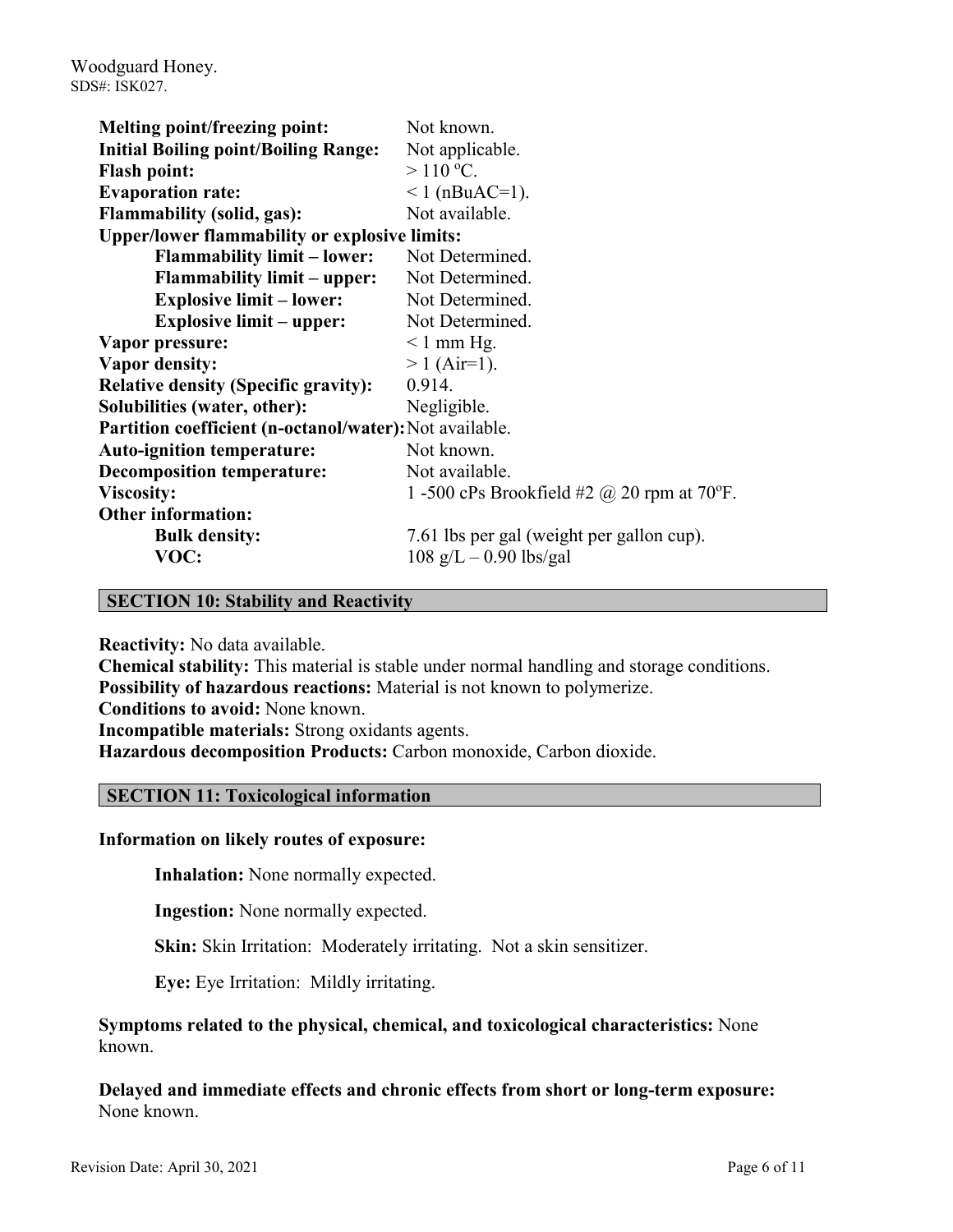| | |
|---|---|
| **Melting point/freezing point:** | Not known. |
| **Initial Boiling point/Boiling Range:** | Not applicable. |
| **Flash point:** | > 110 ºC. |
| **Evaporation rate:** | < 1 (nBuAC=1). |
| **Flammability (solid, gas):** | Not available. |
| **Upper/lower flammability or explosive limits:** | |
| **Flammability limit – lower:** | Not Determined. |
| **Flammability limit – upper:** | Not Determined. |
| **Explosive limit – lower:** | Not Determined. |
| **Explosive limit – upper:** | Not Determined. |
| **Vapor pressure:** | < 1 mm Hg. |
| **Vapor density:** | > 1 (Air=1). |
| **Relative density (Specific gravity):** | 0.914. |
| **Solubilities (water, other):** | Negligible. |
| **Partition coefficient (n-octanol/water):** | Not available. |
| **Auto-ignition temperature:** | Not known. |
| **Decomposition temperature:** | Not available. |
| **Viscosity:** | 1 -500 cPs Brookfield #2 @ 20 rpm at 70ºF. |
| **Other information:** | |
| **Bulk density:** | 7.61 lbs per gal (weight per gallon cup). |
| **VOC:** | 108 g/L – 0.90 lbs/gal |

## SECTION 10: Stability and Reactivity

**Reactivity:** No data available.
**Chemical stability:** This material is stable under normal handling and storage conditions.
**Possibility of hazardous reactions:** Material is not known to polymerize.
**Conditions to avoid:** None known.
**Incompatible materials:** Strong oxidants agents.
**Hazardous decomposition Products:** Carbon monoxide, Carbon dioxide.

## SECTION 11: Toxicological information

**Information on likely routes of exposure:**

**Inhalation:** None normally expected.

**Ingestion:** None normally expected.

**Skin:** Skin Irritation: Moderately irritating. Not a skin sensitizer.

**Eye:** Eye Irritation: Mildly irritating.

**Symptoms related to the physical, chemical, and toxicological characteristics:** None known.

**Delayed and immediate effects and chronic effects from short or long-term exposure:** None known.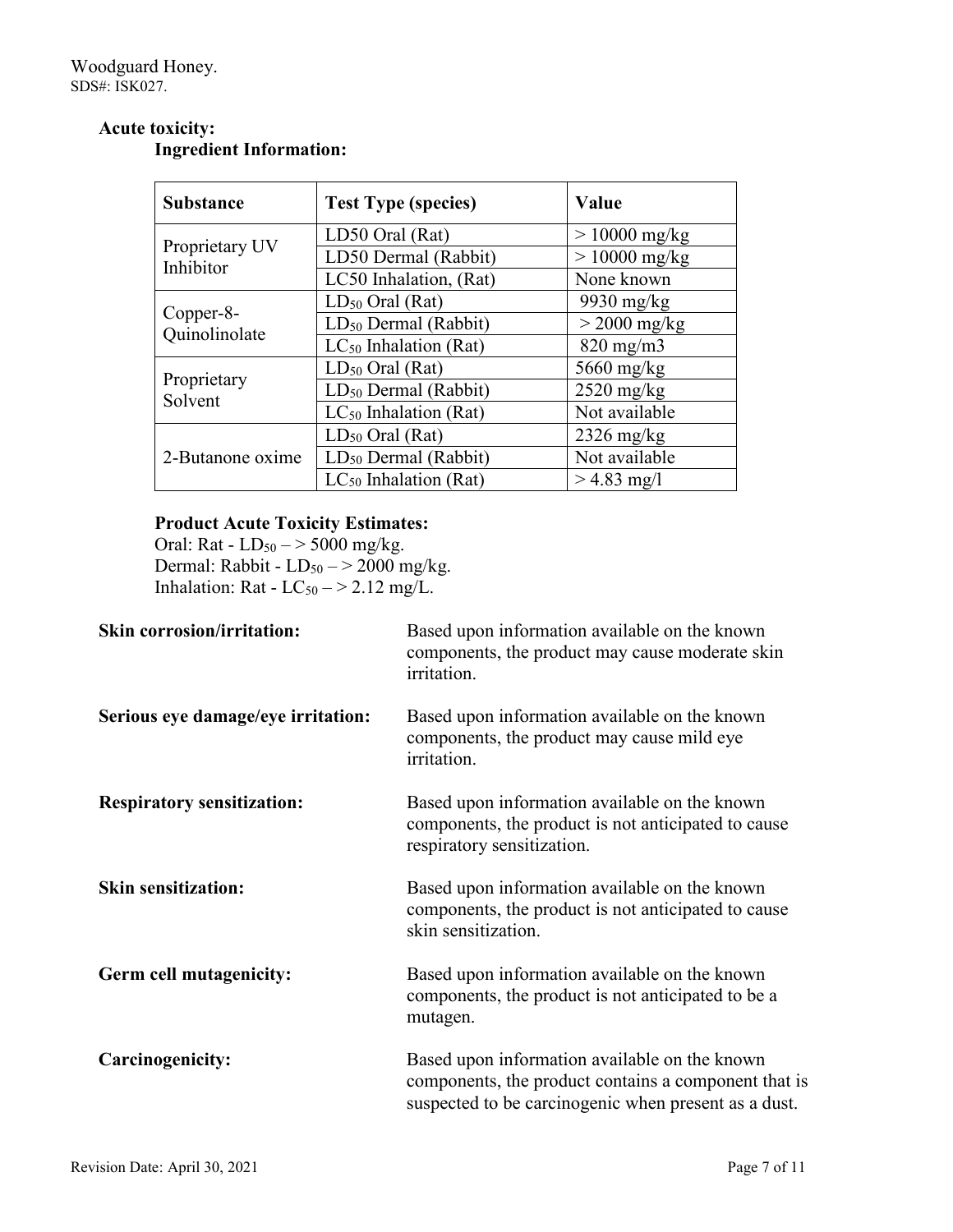**Acute toxicity:**

**Ingredient Information:**

| Substance | Test Type (species) | Value |
|---|---|---|
| Proprietary UV Inhibitor | LD50 Oral (Rat) | > 10000 mg/kg |
| | LD50 Dermal (Rabbit) | > 10000 mg/kg |
| | LC50 Inhalation, (Rat) | None known |
| Copper-8-Quinolinolate | $LD_{50}$ Oral (Rat) | 9930 mg/kg |
| | $LD_{50}$ Dermal (Rabbit) | > 2000 mg/kg |
| | $LC_{50}$ Inhalation (Rat) | 820 mg/m3 |
| Proprietary Solvent | $LD_{50}$ Oral (Rat) | 5660 mg/kg |
| | $LD_{50}$ Dermal (Rabbit) | 2520 mg/kg |
| | $LC_{50}$ Inhalation (Rat) | Not available |
| 2-Butanone oxime | $LD_{50}$ Oral (Rat) | 2326 mg/kg |
| | $LD_{50}$ Dermal (Rabbit) | Not available |
| | $LC_{50}$ Inhalation (Rat) | > 4.83 mg/l |

**Product Acute Toxicity Estimates:**

Oral: Rat - $LD_{50}$ – > 5000 mg/kg.
Dermal: Rabbit - $LD_{50}$ – > 2000 mg/kg.
Inhalation: Rat - $LC_{50}$ – > 2.12 mg/L.

**Skin corrosion/irritation:** Based upon information available on the known components, the product may cause moderate skin irritation.

**Serious eye damage/eye irritation:** Based upon information available on the known components, the product may cause mild eye irritation.

**Respiratory sensitization:** Based upon information available on the known components, the product is not anticipated to cause respiratory sensitization.

**Skin sensitization:** Based upon information available on the known components, the product is not anticipated to cause skin sensitization.

**Germ cell mutagenicity:** Based upon information available on the known components, the product is not anticipated to be a mutagen.

**Carcinogenicity:** Based upon information available on the known components, the product contains a component that is suspected to be carcinogenic when present as a dust.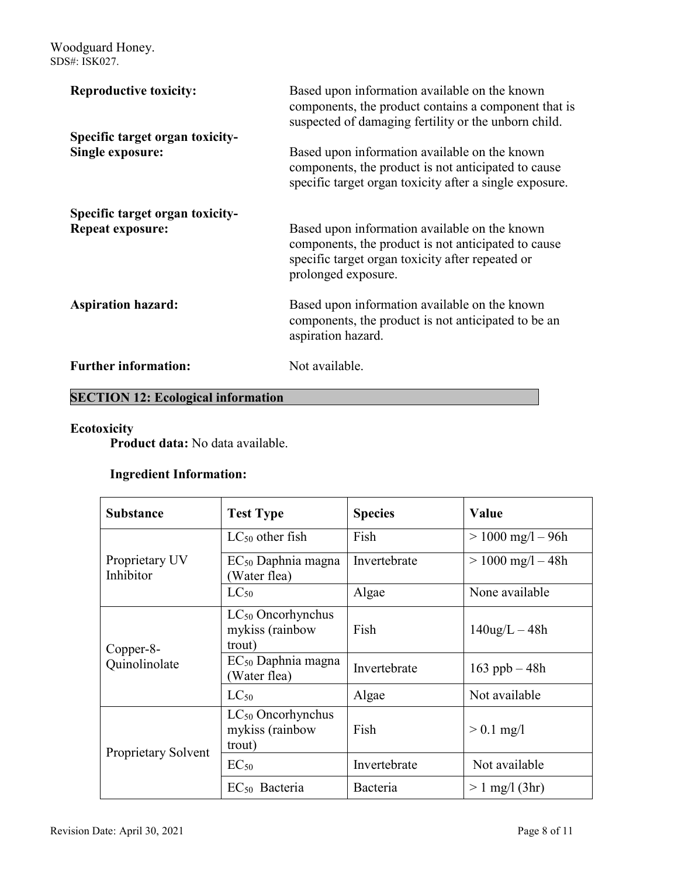**Reproductive toxicity:** Based upon information available on the known components, the product contains a component that is suspected of damaging fertility or the unborn child.

**Specific target organ toxicity-Single exposure:** Based upon information available on the known components, the product is not anticipated to cause specific target organ toxicity after a single exposure.

**Specific target organ toxicity-Repeat exposure:** Based upon information available on the known components, the product is not anticipated to cause specific target organ toxicity after repeated or prolonged exposure.

**Aspiration hazard:** Based upon information available on the known components, the product is not anticipated to be an aspiration hazard.

**Further information:** Not available.

## SECTION 12: Ecological information

**Ecotoxicity**

**Product data:** No data available.

**Ingredient Information:**

| Substance | Test Type | Species | Value |
| --- | --- | --- | --- |
| Proprietary UV Inhibitor | $LC_{50}$ other fish | Fish | > 1000 mg/l – 96h |
| | $EC_{50}$ Daphnia magna (Water flea) | Invertebrate | > 1000 mg/l – 48h |
| | $LC_{50}$ | Algae | None available |
| Copper-8-Quinolinolate | $LC_{50}$ Oncorhynchus mykiss (rainbow trout) | Fish | 140ug/L – 48h |
| | $EC_{50}$ Daphnia magna (Water flea) | Invertebrate | 163 ppb – 48h |
| | $LC_{50}$ | Algae | Not available |
| Proprietary Solvent | $LC_{50}$ Oncorhynchus mykiss (rainbow trout) | Fish | > 0.1 mg/l |
| | $EC_{50}$ | Invertebrate | Not available |
| | $EC_{50}$ Bacteria | Bacteria | > 1 mg/l (3hr) |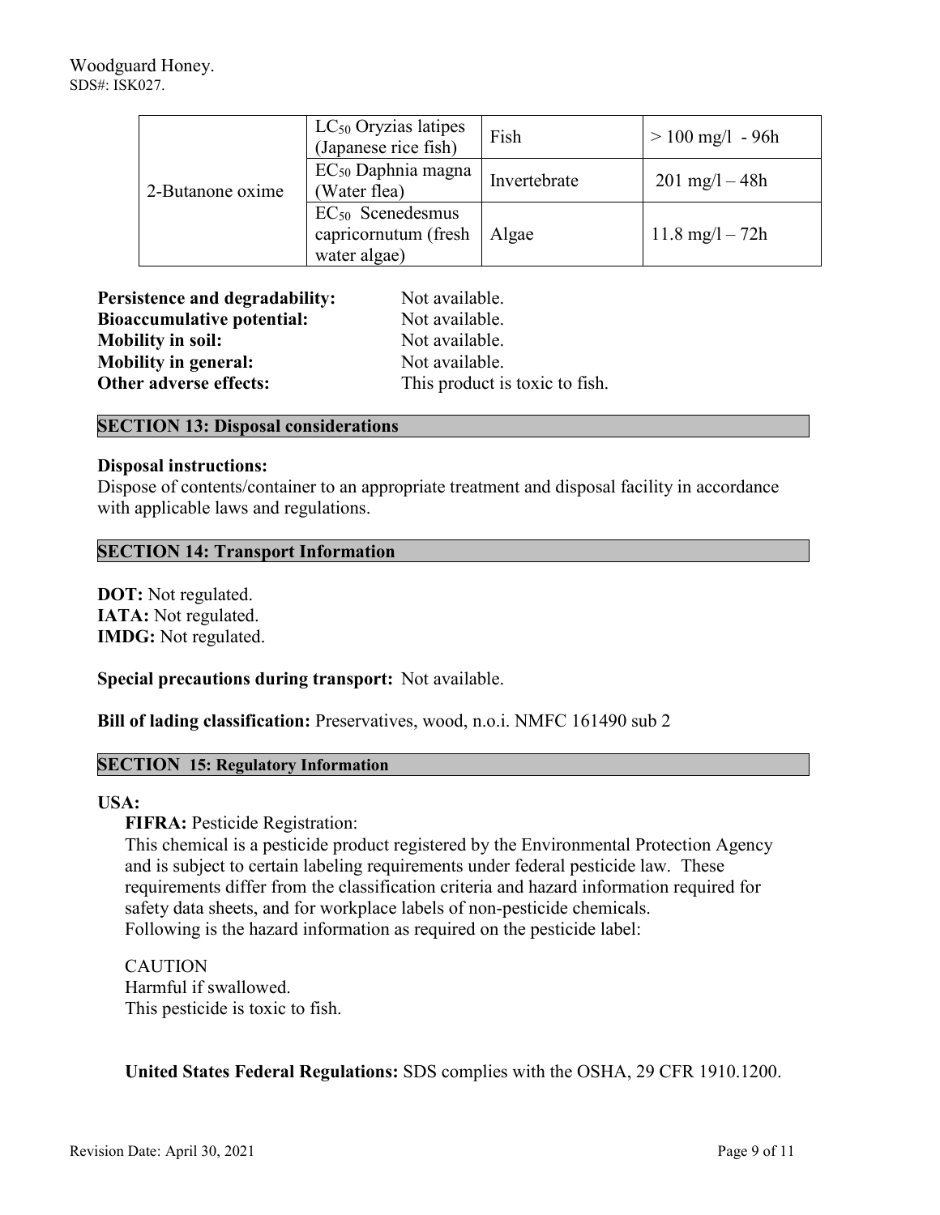| | | | |
|---|---|---|---|
| 2-Butanone oxime | $LC_{50}$ Oryzias latipes (Japanese rice fish) | Fish | > 100 mg/l - 96h |
| | $EC_{50}$ Daphnia magna (Water flea) | Invertebrate | 201 mg/l – 48h |
| | $EC_{50}$ Scenedesmus capricornutum (fresh water algae) | Algae | 11.8 mg/l – 72h |

**Persistence and degradability:** Not available.
**Bioaccumulative potential:** Not available.
**Mobility in soil:** Not available.
**Mobility in general:** Not available.
**Other adverse effects:** This product is toxic to fish.

## SECTION 13: Disposal considerations

**Disposal instructions:**
Dispose of contents/container to an appropriate treatment and disposal facility in accordance with applicable laws and regulations.

## SECTION 14: Transport Information

**DOT:** Not regulated.
**IATA:** Not regulated.
**IMDG:** Not regulated.

**Special precautions during transport:** Not available.

**Bill of lading classification:** Preservatives, wood, n.o.i. NMFC 161490 sub 2

## SECTION 15: Regulatory Information

**USA:**

**FIFRA:** Pesticide Registration:
This chemical is a pesticide product registered by the Environmental Protection Agency and is subject to certain labeling requirements under federal pesticide law. These requirements differ from the classification criteria and hazard information required for safety data sheets, and for workplace labels of non-pesticide chemicals.
Following is the hazard information as required on the pesticide label:

CAUTION
Harmful if swallowed.
This pesticide is toxic to fish.

**United States Federal Regulations:** SDS complies with the OSHA, 29 CFR 1910.1200.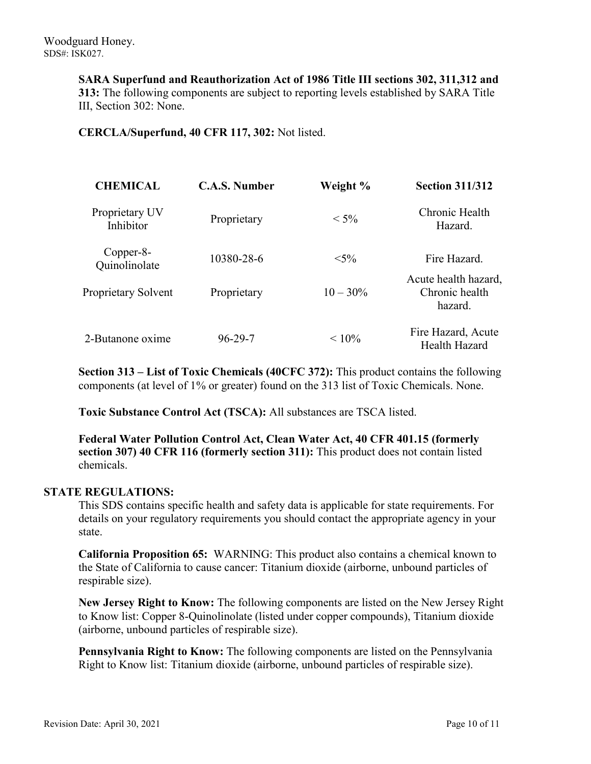**SARA Superfund and Reauthorization Act of 1986 Title III sections 302, 311,312 and 313:** The following components are subject to reporting levels established by SARA Title III, Section 302: None.

**CERCLA/Superfund, 40 CFR 117, 302:** Not listed.

| CHEMICAL | C.A.S. Number | Weight % | Section 311/312 |
|---|---|---|---|
| Proprietary UV Inhibitor | Proprietary | < 5% | Chronic Health Hazard. |
| Copper-8-Quinolinolate | 10380-28-6 | <5% | Fire Hazard. |
| Proprietary Solvent | Proprietary | 10 – 30% | Acute health hazard, Chronic health hazard. |
| 2-Butanone oxime | 96-29-7 | < 10% | Fire Hazard, Acute Health Hazard |

**Section 313 – List of Toxic Chemicals (40CFC 372):** This product contains the following components (at level of 1% or greater) found on the 313 list of Toxic Chemicals. None.

**Toxic Substance Control Act (TSCA):** All substances are TSCA listed.

**Federal Water Pollution Control Act, Clean Water Act, 40 CFR 401.15 (formerly section 307) 40 CFR 116 (formerly section 311):** This product does not contain listed chemicals.

**STATE REGULATIONS:**

This SDS contains specific health and safety data is applicable for state requirements. For details on your regulatory requirements you should contact the appropriate agency in your state.

**California Proposition 65:** WARNING: This product also contains a chemical known to the State of California to cause cancer: Titanium dioxide (airborne, unbound particles of respirable size).

**New Jersey Right to Know:** The following components are listed on the New Jersey Right to Know list: Copper 8-Quinolinolate (listed under copper compounds), Titanium dioxide (airborne, unbound particles of respirable size).

**Pennsylvania Right to Know:** The following components are listed on the Pennsylvania Right to Know list: Titanium dioxide (airborne, unbound particles of respirable size).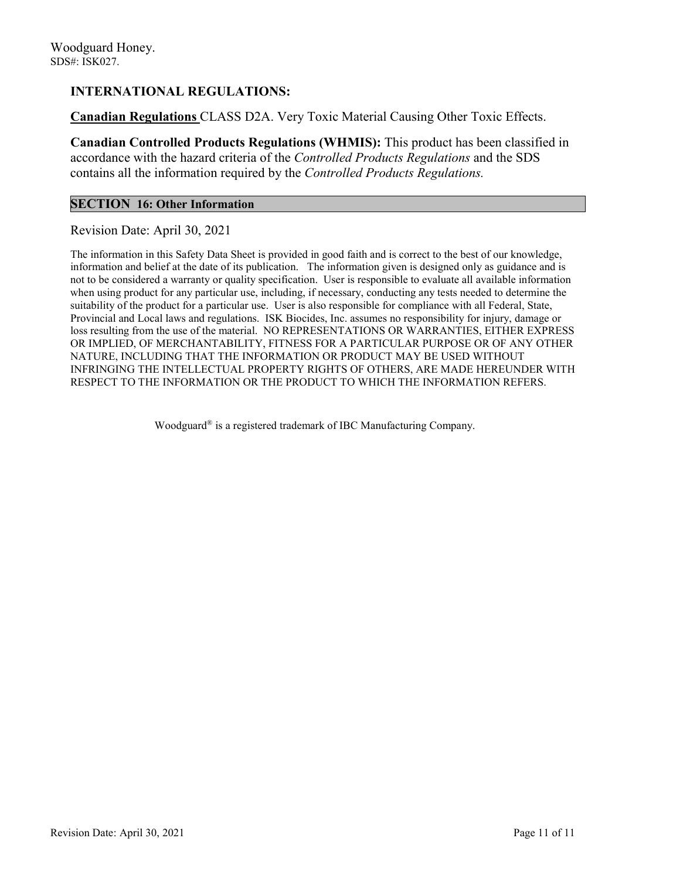**INTERNATIONAL REGULATIONS:**

**Canadian Regulations** CLASS D2A. Very Toxic Material Causing Other Toxic Effects.

**Canadian Controlled Products Regulations (WHMIS):** This product has been classified in accordance with the hazard criteria of the *Controlled Products Regulations* and the SDS contains all the information required by the *Controlled Products Regulations.*

## SECTION 16: Other Information

Revision Date: April 30, 2021

The information in this Safety Data Sheet is provided in good faith and is correct to the best of our knowledge, information and belief at the date of its publication. The information given is designed only as guidance and is not to be considered a warranty or quality specification. User is responsible to evaluate all available information when using product for any particular use, including, if necessary, conducting any tests needed to determine the suitability of the product for a particular use. User is also responsible for compliance with all Federal, State, Provincial and Local laws and regulations. ISK Biocides, Inc. assumes no responsibility for injury, damage or loss resulting from the use of the material. NO REPRESENTATIONS OR WARRANTIES, EITHER EXPRESS OR IMPLIED, OF MERCHANTABILITY, FITNESS FOR A PARTICULAR PURPOSE OR OF ANY OTHER NATURE, INCLUDING THAT THE INFORMATION OR PRODUCT MAY BE USED WITHOUT INFRINGING THE INTELLECTUAL PROPERTY RIGHTS OF OTHERS, ARE MADE HEREUNDER WITH RESPECT TO THE INFORMATION OR THE PRODUCT TO WHICH THE INFORMATION REFERS.

Woodguard® is a registered trademark of IBC Manufacturing Company.